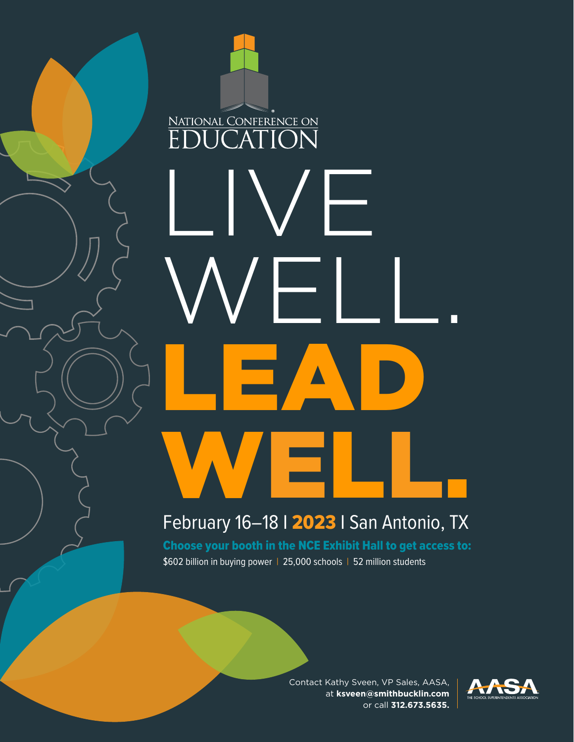NATIONAL CONFERENCE ON
EDUCATION

# LIVE WELL. LEAD WELL.

February 16–18 | 2023 | San Antonio, TX

**Choose your booth in the NCE Exhibit Hall to get access to:**

$602 billion in buying power | 25,000 schools | 52 million students

Contact Kathy Sveen, VP Sales, AASA, at **ksveen@smithbucklin.com** or call **312.673.5635.**

AASA
THE SCHOOL SUPERINTENDENTS ASSOCIATION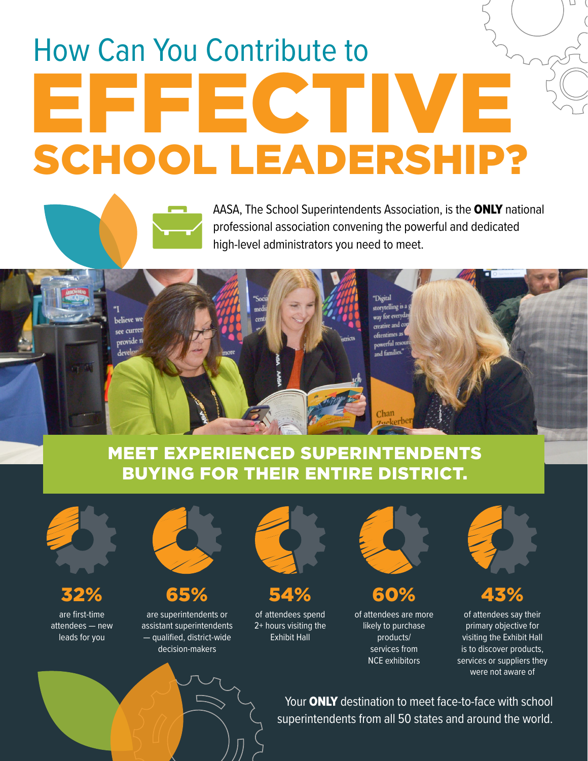# How Can You Contribute to EFFECTIVE SCHOOL LEADERSHIP?

AASA, The School Superintendents Association, is the **ONLY** national professional association convening the powerful and dedicated high-level administrators you need to meet.

## MEET EXPERIENCED SUPERINTENDENTS BUYING FOR THEIR ENTIRE DISTRICT.

**32%**
are first-time attendees — new leads for you

**65%**
are superintendents or assistant superintendents — qualified, district-wide decision-makers

**54%**
of attendees spend 2+ hours visiting the Exhibit Hall

**60%**
of attendees are more likely to purchase products/services from NCE exhibitors

**43%**
of attendees say their primary objective for visiting the Exhibit Hall is to discover products, services or suppliers they were not aware of

Your **ONLY** destination to meet face-to-face with school superintendents from all 50 states and around the world.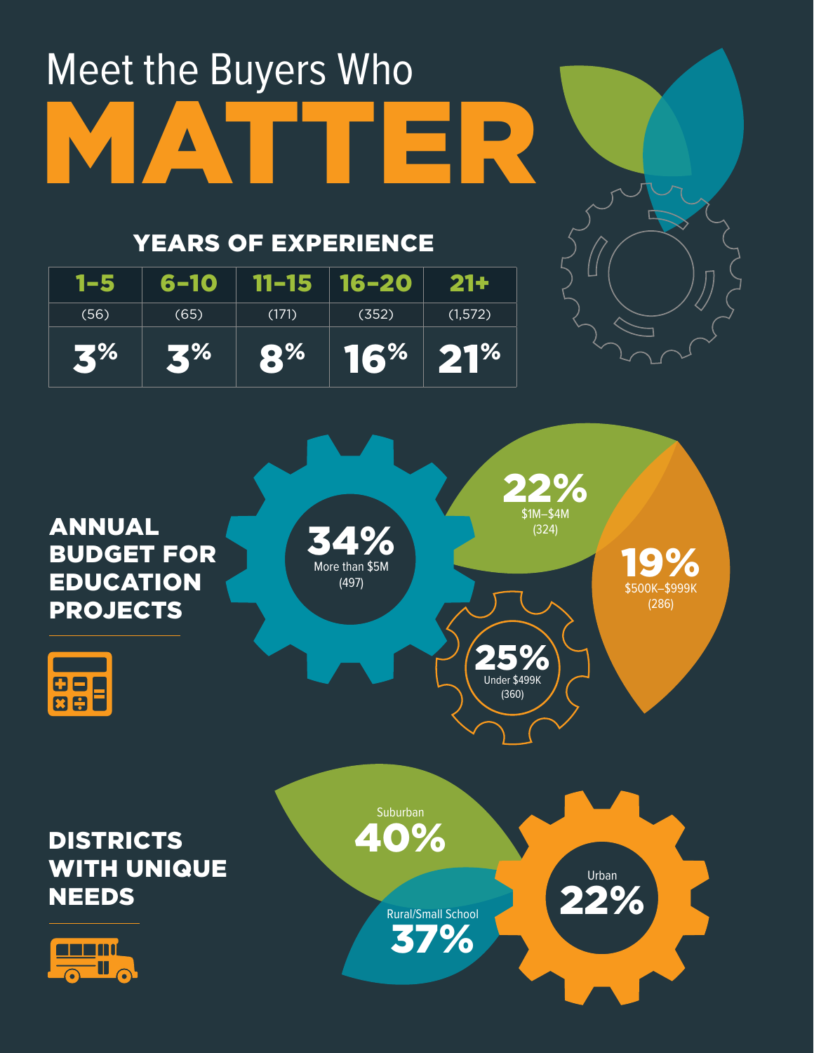# Meet the Buyers Who MATTER

## YEARS OF EXPERIENCE

| 1–5 | 6–10 | 11–15 | 16–20 | 21+ |
|---|---|---|---|---|
| (56) | (65) | (171) | (352) | (1,572) |
| 3% | 3% | 8% | 16% | 21% |

## ANNUAL BUDGET FOR EDUCATION PROJECTS

- **34%** More than $5M (497)
- **22%** $1M–$4M (324)
- **19%** $500K–$999K (286)
- **25%** Under $499K (360)

## DISTRICTS WITH UNIQUE NEEDS

- Suburban **40%**
- Rural/Small School **37%**
- Urban **22%**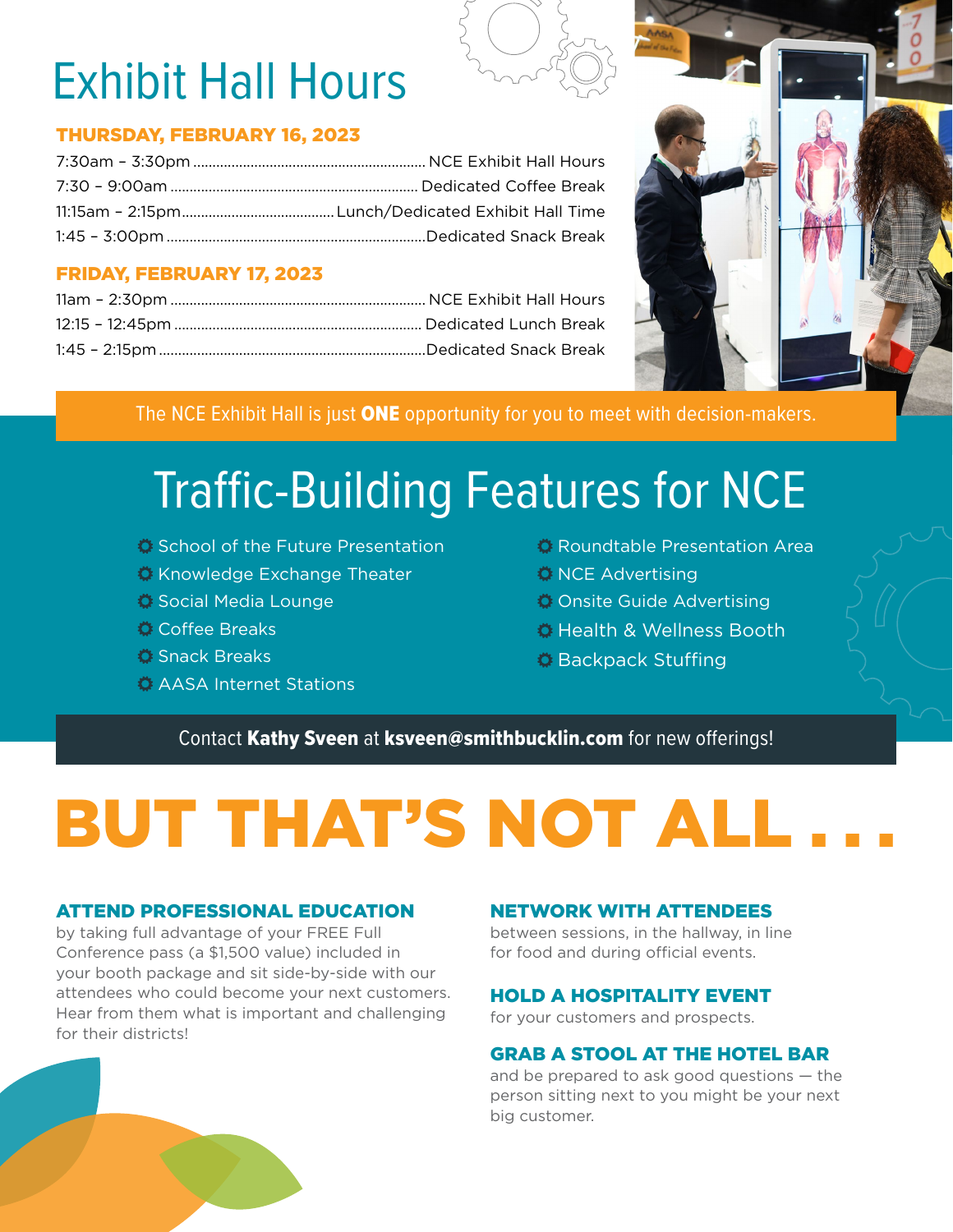# Exhibit Hall Hours

### THURSDAY, FEBRUARY 16, 2023

| Time | Event |
|---|---|
| 7:30am – 3:30pm | NCE Exhibit Hall Hours |
| 7:30 – 9:00am | Dedicated Coffee Break |
| 11:15am – 2:15pm | Lunch/Dedicated Exhibit Hall Time |
| 1:45 – 3:00pm | Dedicated Snack Break |

### FRIDAY, FEBRUARY 17, 2023

| Time | Event |
|---|---|
| 11am – 2:30pm | NCE Exhibit Hall Hours |
| 12:15 – 12:45pm | Dedicated Lunch Break |
| 1:45 – 2:15pm | Dedicated Snack Break |

The NCE Exhibit Hall is just **ONE** opportunity for you to meet with decision-makers.

# Traffic-Building Features for NCE

- School of the Future Presentation
- Knowledge Exchange Theater
- Social Media Lounge
- Coffee Breaks
- Snack Breaks
- AASA Internet Stations
- Roundtable Presentation Area
- NCE Advertising
- Onsite Guide Advertising
- Health & Wellness Booth
- Backpack Stuffing

Contact **Kathy Sveen** at **ksveen@smithbucklin.com** for new offerings!

# BUT THAT'S NOT ALL . . .

### ATTEND PROFESSIONAL EDUCATION

by taking full advantage of your FREE Full Conference pass (a $1,500 value) included in your booth package and sit side-by-side with our attendees who could become your next customers. Hear from them what is important and challenging for their districts!

### NETWORK WITH ATTENDEES

between sessions, in the hallway, in line for food and during official events.

### HOLD A HOSPITALITY EVENT

for your customers and prospects.

### GRAB A STOOL AT THE HOTEL BAR

and be prepared to ask good questions — the person sitting next to you might be your next big customer.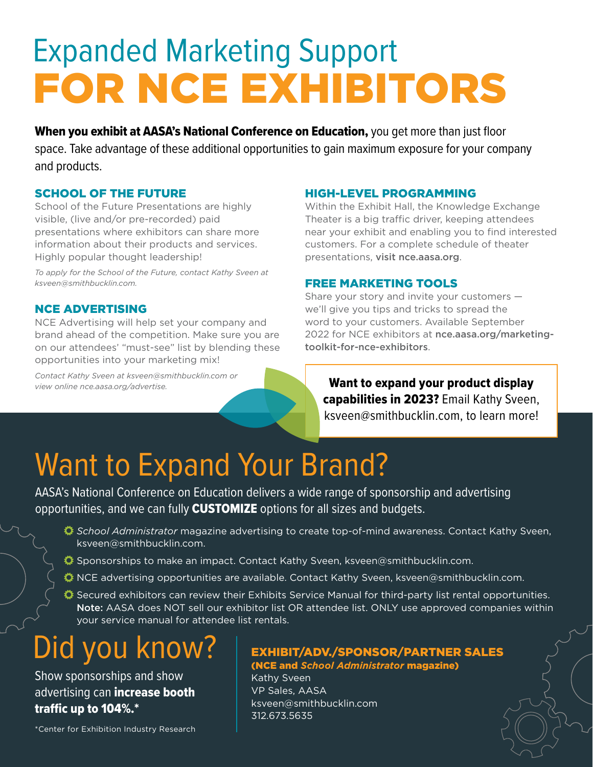# Expanded Marketing Support FOR NCE EXHIBITORS

**When you exhibit at AASA's National Conference on Education,** you get more than just floor space. Take advantage of these additional opportunities to gain maximum exposure for your company and products.

### SCHOOL OF THE FUTURE

School of the Future Presentations are highly visible, (live and/or pre-recorded) paid presentations where exhibitors can share more information about their products and services. Highly popular thought leadership!

*To apply for the School of the Future, contact Kathy Sveen at ksveen@smithbucklin.com.*

### NCE ADVERTISING

NCE Advertising will help set your company and brand ahead of the competition. Make sure you are on our attendees' "must-see" list by blending these opportunities into your marketing mix!

*Contact Kathy Sveen at ksveen@smithbucklin.com or view online nce.aasa.org/advertise.*

### HIGH-LEVEL PROGRAMMING

Within the Exhibit Hall, the Knowledge Exchange Theater is a big traffic driver, keeping attendees near your exhibit and enabling you to find interested customers. For a complete schedule of theater presentations, **visit nce.aasa.org**.

### FREE MARKETING TOOLS

Share your story and invite your customers — we'll give you tips and tricks to spread the word to your customers. Available September 2022 for NCE exhibitors at **nce.aasa.org/marketing-toolkit-for-nce-exhibitors**.

**Want to expand your product display capabilities in 2023?** Email Kathy Sveen, ksveen@smithbucklin.com, to learn more!

## Want to Expand Your Brand?

AASA's National Conference on Education delivers a wide range of sponsorship and advertising opportunities, and we can fully **CUSTOMIZE** options for all sizes and budgets.

- *School Administrator* magazine advertising to create top-of-mind awareness. Contact Kathy Sveen, ksveen@smithbucklin.com.
- Sponsorships to make an impact. Contact Kathy Sveen, ksveen@smithbucklin.com.
- NCE advertising opportunities are available. Contact Kathy Sveen, ksveen@smithbucklin.com.
- Secured exhibitors can review their Exhibits Service Manual for third-party list rental opportunities. **Note:** AASA does NOT sell our exhibitor list OR attendee list. ONLY use approved companies within your service manual for attendee list rentals.

## Did you know?

Show sponsorships and show advertising can **increase booth traffic up to 104%.***

*Center for Exhibition Industry Research

### EXHIBIT/ADV./SPONSOR/PARTNER SALES

**(NCE and *School Administrator* magazine)**

Kathy Sveen
VP Sales, AASA
ksveen@smithbucklin.com
312.673.5635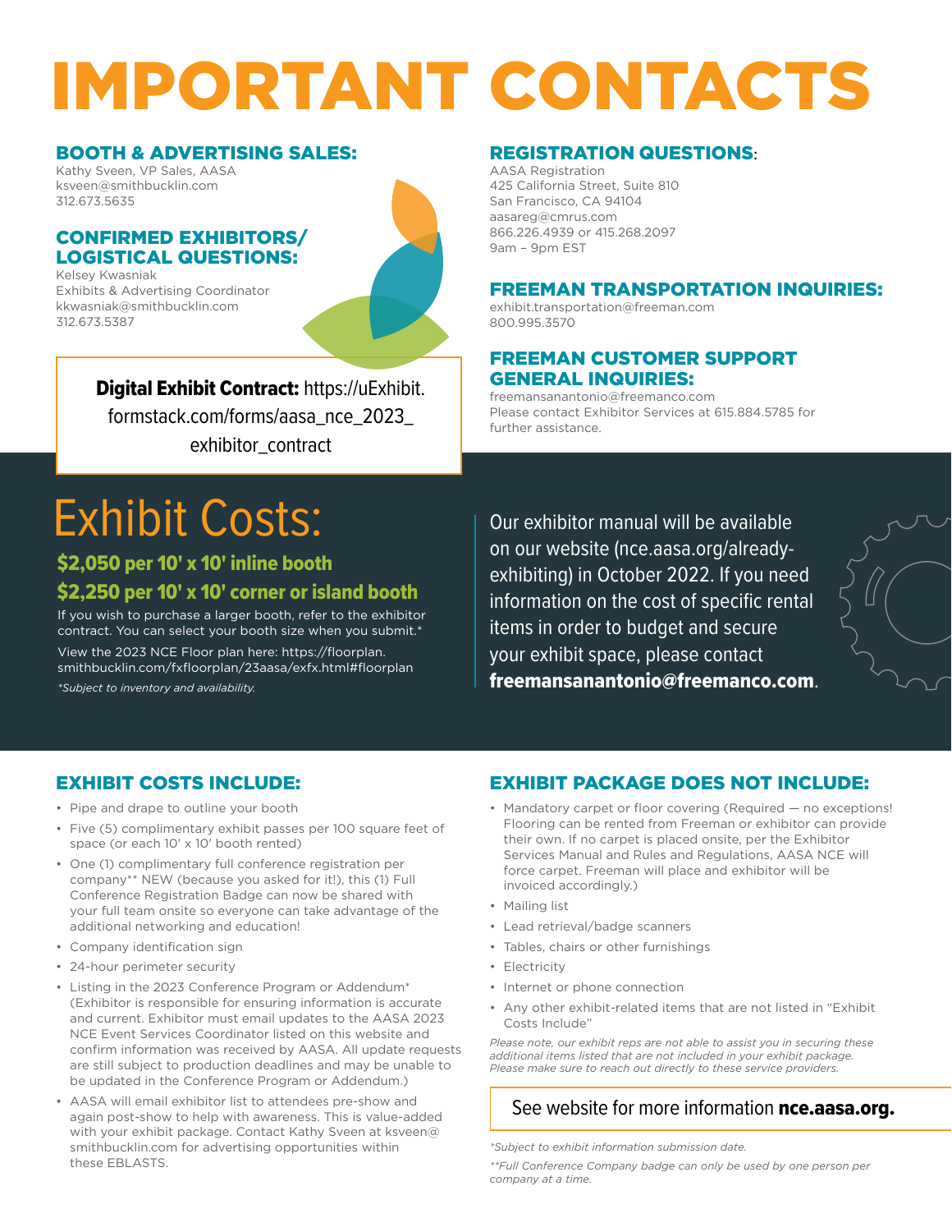# IMPORTANT CONTACTS

## BOOTH & ADVERTISING SALES:

Kathy Sveen, VP Sales, AASA
ksveen@smithbucklin.com
312.673.5635

## CONFIRMED EXHIBITORS/ LOGISTICAL QUESTIONS:

Kelsey Kwasniak
Exhibits & Advertising Coordinator
kkwasniak@smithbucklin.com
312.673.5387

**Digital Exhibit Contract:** https://uExhibit.formstack.com/forms/aasa_nce_2023_exhibitor_contract

## REGISTRATION QUESTIONS:

AASA Registration
425 California Street, Suite 810
San Francisco, CA 94104
aasareg@cmrus.com
866.226.4939 or 415.268.2097
9am – 9pm EST

## FREEMAN TRANSPORTATION INQUIRIES:

exhibit.transportation@freeman.com
800.995.3570

## FREEMAN CUSTOMER SUPPORT GENERAL INQUIRIES:

freemansanantonio@freemanco.com
Please contact Exhibitor Services at 615.884.5785 for further assistance.

# Exhibit Costs:

**$2,050 per 10' x 10' inline booth**

**$2,250 per 10' x 10' corner or island booth**

If you wish to purchase a larger booth, refer to the exhibitor contract. You can select your booth size when you submit.*

View the 2023 NCE Floor plan here: https://floorplan.smithbucklin.com/fxfloorplan/23aasa/exfx.html#floorplan

*Subject to inventory and availability.*

Our exhibitor manual will be available on our website (nce.aasa.org/already-exhibiting) in October 2022. If you need information on the cost of specific rental items in order to budget and secure your exhibit space, please contact **freemansanantonio@freemanco.com**.

## EXHIBIT COSTS INCLUDE:

- Pipe and drape to outline your booth
- Five (5) complimentary exhibit passes per 100 square feet of space (or each 10' x 10' booth rented)
- One (1) complimentary full conference registration per company** NEW (because you asked for it!), this (1) Full Conference Registration Badge can now be shared with your full team onsite so everyone can take advantage of the additional networking and education!
- Company identification sign
- 24-hour perimeter security
- Listing in the 2023 Conference Program or Addendum* (Exhibitor is responsible for ensuring information is accurate and current. Exhibitor must email updates to the AASA 2023 NCE Event Services Coordinator listed on this website and confirm information was received by AASA. All update requests are still subject to production deadlines and may be unable to be updated in the Conference Program or Addendum.)
- AASA will email exhibitor list to attendees pre-show and again post-show to help with awareness. This is value-added with your exhibit package. Contact Kathy Sveen at ksveen@smithbucklin.com for advertising opportunities within these EBLASTS.

## EXHIBIT PACKAGE DOES NOT INCLUDE:

- Mandatory carpet or floor covering (Required — no exceptions! Flooring can be rented from Freeman or exhibitor can provide their own. If no carpet is placed onsite, per the Exhibitor Services Manual and Rules and Regulations, AASA NCE will force carpet. Freeman will place and exhibitor will be invoiced accordingly.)
- Mailing list
- Lead retrieval/badge scanners
- Tables, chairs or other furnishings
- Electricity
- Internet or phone connection
- Any other exhibit-related items that are not listed in "Exhibit Costs Include"

*Please note, our exhibit reps are not able to assist you in securing these additional items listed that are not included in your exhibit package. Please make sure to reach out directly to these service providers.*

See website for more information **nce.aasa.org.**

*\*Subject to exhibit information submission date.*

*\*\*Full Conference Company badge can only be used by one person per company at a time.*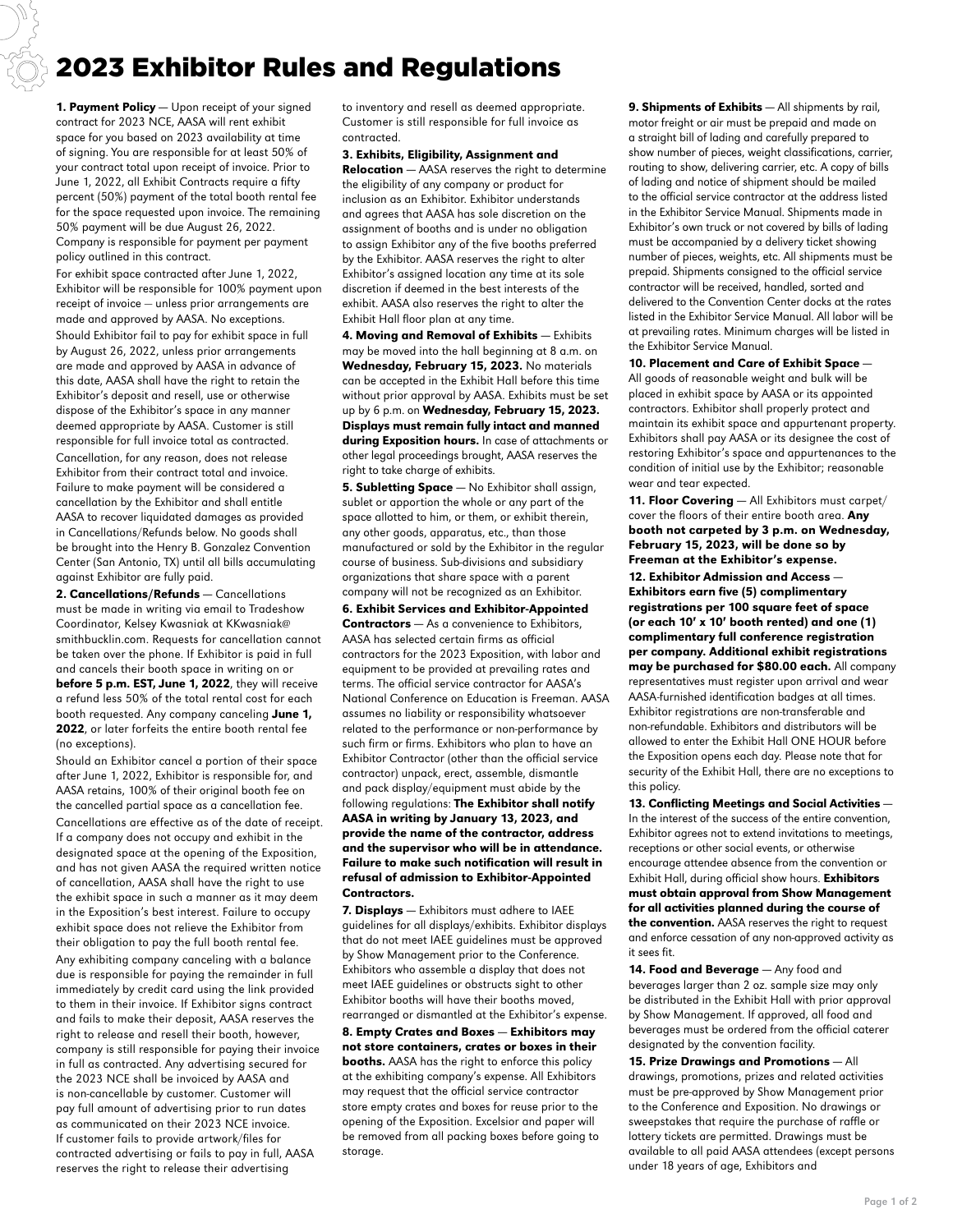# 2023 Exhibitor Rules and Regulations

**1. Payment Policy** — Upon receipt of your signed contract for 2023 NCE, AASA will rent exhibit space for you based on 2023 availability at time of signing. You are responsible for at least 50% of your contract total upon receipt of invoice. Prior to June 1, 2022, all Exhibit Contracts require a fifty percent (50%) payment of the total booth rental fee for the space requested upon invoice. The remaining 50% payment will be due August 26, 2022. Company is responsible for payment per payment policy outlined in this contract.

For exhibit space contracted after June 1, 2022, Exhibitor will be responsible for 100% payment upon receipt of invoice — unless prior arrangements are made and approved by AASA. No exceptions.

Should Exhibitor fail to pay for exhibit space in full by August 26, 2022, unless prior arrangements are made and approved by AASA in advance of this date, AASA shall have the right to retain the Exhibitor's deposit and resell, use or otherwise dispose of the Exhibitor's space in any manner deemed appropriate by AASA. Customer is still responsible for full invoice total as contracted.

Cancellation, for any reason, does not release Exhibitor from their contract total and invoice. Failure to make payment will be considered a cancellation by the Exhibitor and shall entitle AASA to recover liquidated damages as provided in Cancellations/Refunds below. No goods shall be brought into the Henry B. Gonzalez Convention Center (San Antonio, TX) until all bills accumulating against Exhibitor are fully paid.

**2. Cancellations/Refunds** — Cancellations must be made in writing via email to Tradeshow Coordinator, Kelsey Kwasniak at KKwasniak@smithbucklin.com. Requests for cancellation cannot be taken over the phone. If Exhibitor is paid in full and cancels their booth space in writing on or **before 5 p.m. EST, June 1, 2022**, they will receive a refund less 50% of the total rental cost for each booth requested. Any company canceling **June 1, 2022**, or later forfeits the entire booth rental fee (no exceptions).

Should an Exhibitor cancel a portion of their space after June 1, 2022, Exhibitor is responsible for, and AASA retains, 100% of their original booth fee on the cancelled partial space as a cancellation fee.

Cancellations are effective as of the date of receipt. If a company does not occupy and exhibit in the designated space at the opening of the Exposition, and has not given AASA the required written notice of cancellation, AASA shall have the right to use the exhibit space in such a manner as it may deem in the Exposition's best interest. Failure to occupy exhibit space does not relieve the Exhibitor from their obligation to pay the full booth rental fee.

Any exhibiting company canceling with a balance due is responsible for paying the remainder in full immediately by credit card using the link provided to them in their invoice. If Exhibitor signs contract and fails to make their deposit, AASA reserves the right to release and resell their booth, however, company is still responsible for paying their invoice in full as contracted. Any advertising secured for the 2023 NCE shall be invoiced by AASA and is non-cancellable by customer. Customer will pay full amount of advertising prior to run dates as communicated on their 2023 NCE invoice. If customer fails to provide artwork/files for contracted advertising or fails to pay in full, AASA reserves the right to release their advertising to inventory and resell as deemed appropriate. Customer is still responsible for full invoice as contracted.

**3. Exhibits, Eligibility, Assignment and Relocation** — AASA reserves the right to determine the eligibility of any company or product for inclusion as an Exhibitor. Exhibitor understands and agrees that AASA has sole discretion on the assignment of booths and is under no obligation to assign Exhibitor any of the five booths preferred by the Exhibitor. AASA reserves the right to alter Exhibitor's assigned location any time at its sole discretion if deemed in the best interests of the exhibit. AASA also reserves the right to alter the Exhibit Hall floor plan at any time.

**4. Moving and Removal of Exhibits** — Exhibits may be moved into the hall beginning at 8 a.m. on **Wednesday, February 15, 2023.** No materials can be accepted in the Exhibit Hall before this time without prior approval by AASA. Exhibits must be set up by 6 p.m. on **Wednesday, February 15, 2023. Displays must remain fully intact and manned during Exposition hours.** In case of attachments or other legal proceedings brought, AASA reserves the right to take charge of exhibits.

**5. Subletting Space** — No Exhibitor shall assign, sublet or apportion the whole or any part of the space allotted to him, or them, or exhibit therein, any other goods, apparatus, etc., than those manufactured or sold by the Exhibitor in the regular course of business. Sub-divisions and subsidiary organizations that share space with a parent company will not be recognized as an Exhibitor.

**6. Exhibit Services and Exhibitor-Appointed Contractors** — As a convenience to Exhibitors, AASA has selected certain firms as official contractors for the 2023 Exposition, with labor and equipment to be provided at prevailing rates and terms. The official service contractor for AASA's National Conference on Education is Freeman. AASA assumes no liability or responsibility whatsoever related to the performance or non-performance by such firm or firms. Exhibitors who plan to have an Exhibitor Contractor (other than the official service contractor) unpack, erect, assemble, dismantle and pack display/equipment must abide by the following regulations: **The Exhibitor shall notify AASA in writing by January 13, 2023, and provide the name of the contractor, address and the supervisor who will be in attendance. Failure to make such notification will result in refusal of admission to Exhibitor-Appointed Contractors.**

**7. Displays** — Exhibitors must adhere to IAEE guidelines for all displays/exhibits. Exhibitor displays that do not meet IAEE guidelines must be approved by Show Management prior to the Conference. Exhibitors who assemble a display that does not meet IAEE guidelines or obstructs sight to other Exhibitor booths will have their booths moved, rearranged or dismantled at the Exhibitor's expense.

**8. Empty Crates and Boxes** — **Exhibitors may not store containers, crates or boxes in their booths.** AASA has the right to enforce this policy at the exhibiting company's expense. All Exhibitors may request that the official service contractor store empty crates and boxes for reuse prior to the opening of the Exposition. Excelsior and paper will be removed from all packing boxes before going to storage.

**9. Shipments of Exhibits** — All shipments by rail, motor freight or air must be prepaid and made on a straight bill of lading and carefully prepared to show number of pieces, weight classifications, carrier, routing to show, delivering carrier, etc. A copy of bills of lading and notice of shipment should be mailed to the official service contractor at the address listed in the Exhibitor Service Manual. Shipments made in Exhibitor's own truck or not covered by bills of lading must be accompanied by a delivery ticket showing number of pieces, weights, etc. All shipments must be prepaid. Shipments consigned to the official service contractor will be received, handled, sorted and delivered to the Convention Center docks at the rates listed in the Exhibitor Service Manual. All labor will be at prevailing rates. Minimum charges will be listed in the Exhibitor Service Manual.

**10. Placement and Care of Exhibit Space** — All goods of reasonable weight and bulk will be placed in exhibit space by AASA or its appointed contractors. Exhibitor shall properly protect and maintain its exhibit space and appurtenant property. Exhibitors shall pay AASA or its designee the cost of restoring Exhibitor's space and appurtenances to the condition of initial use by the Exhibitor; reasonable wear and tear expected.

**11. Floor Covering** — All Exhibitors must carpet/cover the floors of their entire booth area. **Any booth not carpeted by 3 p.m. on Wednesday, February 15, 2023, will be done so by Freeman at the Exhibitor's expense.**

**12. Exhibitor Admission and Access** — **Exhibitors earn five (5) complimentary registrations per 100 square feet of space (or each 10′ x 10′ booth rented) and one (1) complimentary full conference registration per company. Additional exhibit registrations may be purchased for $80.00 each.** All company representatives must register upon arrival and wear AASA-furnished identification badges at all times. Exhibitor registrations are non-transferable and non-refundable. Exhibitors and distributors will be allowed to enter the Exhibit Hall ONE HOUR before the Exposition opens each day. Please note that for security of the Exhibit Hall, there are no exceptions to this policy.

**13. Conflicting Meetings and Social Activities** — In the interest of the success of the entire convention, Exhibitor agrees not to extend invitations to meetings, receptions or other social events, or otherwise encourage attendee absence from the convention or Exhibit Hall, during official show hours. **Exhibitors must obtain approval from Show Management for all activities planned during the course of the convention.** AASA reserves the right to request and enforce cessation of any non-approved activity as it sees fit.

**14. Food and Beverage** — Any food and beverages larger than 2 oz. sample size may only be distributed in the Exhibit Hall with prior approval by Show Management. If approved, all food and beverages must be ordered from the official caterer designated by the convention facility.

**15. Prize Drawings and Promotions** — All drawings, promotions, prizes and related activities must be pre-approved by Show Management prior to the Conference and Exposition. No drawings or sweepstakes that require the purchase of raffle or lottery tickets are permitted. Drawings must be available to all paid AASA attendees (except persons under 18 years of age, Exhibitors and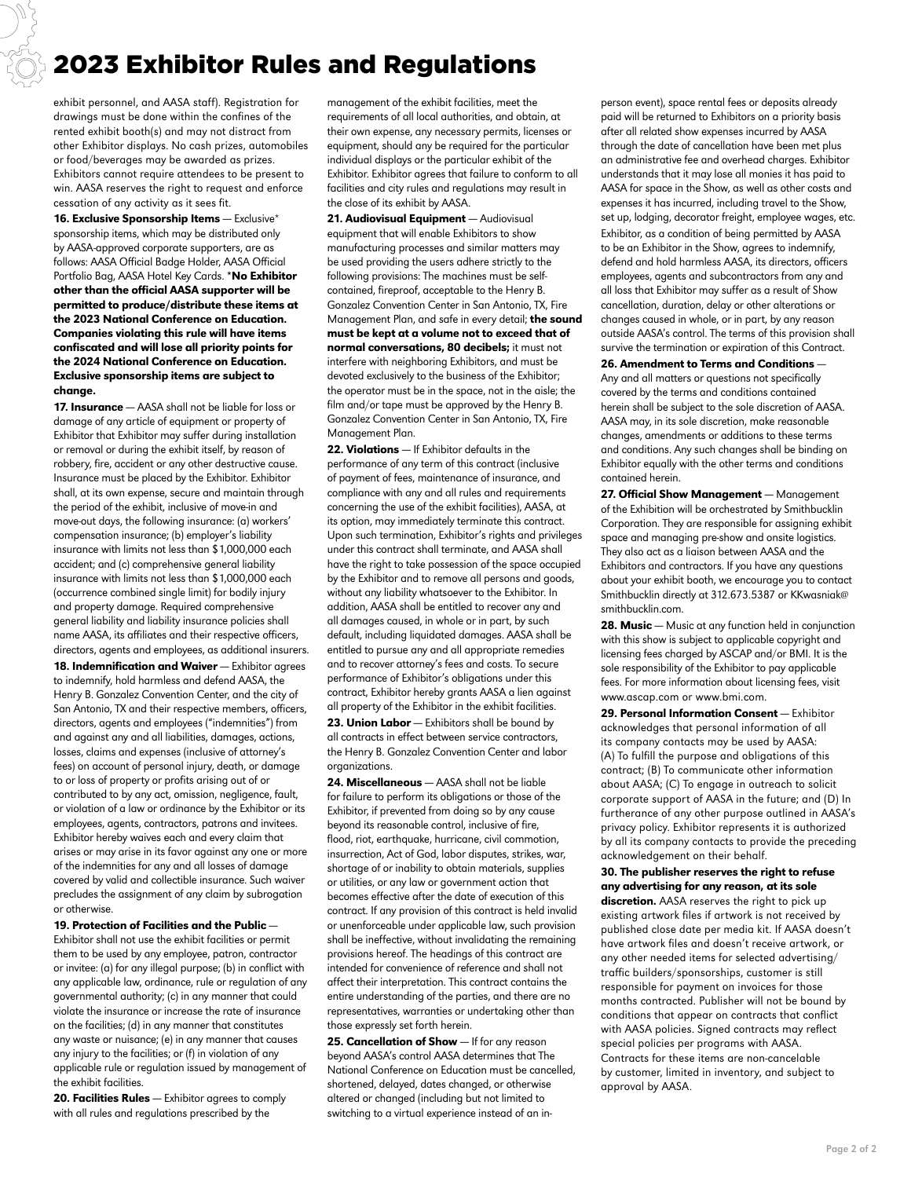# 2023 Exhibitor Rules and Regulations

exhibit personnel, and AASA staff). Registration for drawings must be done within the confines of the rented exhibit booth(s) and may not distract from other Exhibitor displays. No cash prizes, automobiles or food/beverages may be awarded as prizes. Exhibitors cannot require attendees to be present to win. AASA reserves the right to request and enforce cessation of any activity as it sees fit.

**16. Exclusive Sponsorship Items** — Exclusive* sponsorship items, which may be distributed only by AASA-approved corporate supporters, are as follows: AASA Official Badge Holder, AASA Official Portfolio Bag, AASA Hotel Key Cards. ***No Exhibitor other than the official AASA supporter will be permitted to produce/distribute these items at the 2023 National Conference on Education. Companies violating this rule will have items confiscated and will lose all priority points for the 2024 National Conference on Education. Exclusive sponsorship items are subject to change.**

**17. Insurance** — AASA shall not be liable for loss or damage of any article of equipment or property of Exhibitor that Exhibitor may suffer during installation or removal or during the exhibit itself, by reason of robbery, fire, accident or any other destructive cause. Insurance must be placed by the Exhibitor. Exhibitor shall, at its own expense, secure and maintain through the period of the exhibit, inclusive of move-in and move-out days, the following insurance: (a) workers' compensation insurance; (b) employer's liability insurance with limits not less than $1,000,000 each accident; and (c) comprehensive general liability insurance with limits not less than $1,000,000 each (occurrence combined single limit) for bodily injury and property damage. Required comprehensive general liability and liability insurance policies shall name AASA, its affiliates and their respective officers, directors, agents and employees, as additional insurers.

**18. Indemnification and Waiver** — Exhibitor agrees to indemnify, hold harmless and defend AASA, the Henry B. Gonzalez Convention Center, and the city of San Antonio, TX and their respective members, officers, directors, agents and employees ("indemnities") from and against any and all liabilities, damages, actions, losses, claims and expenses (inclusive of attorney's fees) on account of personal injury, death, or damage to or loss of property or profits arising out of or contributed to by any act, omission, negligence, fault, or violation of a law or ordinance by the Exhibitor or its employees, agents, contractors, patrons and invitees. Exhibitor hereby waives each and every claim that arises or may arise in its favor against any one or more of the indemnities for any and all losses of damage covered by valid and collectible insurance. Such waiver precludes the assignment of any claim by subrogation or otherwise.

**19. Protection of Facilities and the Public** — Exhibitor shall not use the exhibit facilities or permit them to be used by any employee, patron, contractor or invitee: (a) for any illegal purpose; (b) in conflict with any applicable law, ordinance, rule or regulation of any governmental authority; (c) in any manner that could violate the insurance or increase the rate of insurance on the facilities; (d) in any manner that constitutes any waste or nuisance; (e) in any manner that causes any injury to the facilities; or (f) in violation of any applicable rule or regulation issued by management of the exhibit facilities.

**20. Facilities Rules** — Exhibitor agrees to comply with all rules and regulations prescribed by the management of the exhibit facilities, meet the requirements of all local authorities, and obtain, at their own expense, any necessary permits, licenses or equipment, should any be required for the particular individual displays or the particular exhibit of the Exhibitor. Exhibitor agrees that failure to conform to all facilities and city rules and regulations may result in the close of its exhibit by AASA.

**21. Audiovisual Equipment** — Audiovisual equipment that will enable Exhibitors to show manufacturing processes and similar matters may be used providing the users adhere strictly to the following provisions: The machines must be self-contained, fireproof, acceptable to the Henry B. Gonzalez Convention Center in San Antonio, TX, Fire Management Plan, and safe in every detail; **the sound must be kept at a volume not to exceed that of normal conversations, 80 decibels;** it must not interfere with neighboring Exhibitors, and must be devoted exclusively to the business of the Exhibitor; the operator must be in the space, not in the aisle; the film and/or tape must be approved by the Henry B. Gonzalez Convention Center in San Antonio, TX, Fire Management Plan.

**22. Violations** — If Exhibitor defaults in the performance of any term of this contract (inclusive of payment of fees, maintenance of insurance, and compliance with any and all rules and requirements concerning the use of the exhibit facilities), AASA, at its option, may immediately terminate this contract. Upon such termination, Exhibitor's rights and privileges under this contract shall terminate, and AASA shall have the right to take possession of the space occupied by the Exhibitor and to remove all persons and goods, without any liability whatsoever to the Exhibitor. In addition, AASA shall be entitled to recover any and all damages caused, in whole or in part, by such default, including liquidated damages. AASA shall be entitled to pursue any and all appropriate remedies and to recover attorney's fees and costs. To secure performance of Exhibitor's obligations under this contract, Exhibitor hereby grants AASA a lien against all property of the Exhibitor in the exhibit facilities.

**23. Union Labor** — Exhibitors shall be bound by all contracts in effect between service contractors, the Henry B. Gonzalez Convention Center and labor organizations.

**24. Miscellaneous** — AASA shall not be liable for failure to perform its obligations or those of the Exhibitor, if prevented from doing so by any cause beyond its reasonable control, inclusive of fire, flood, riot, earthquake, hurricane, civil commotion, insurrection, Act of God, labor disputes, strikes, war, shortage of or inability to obtain materials, supplies or utilities, or any law or government action that becomes effective after the date of execution of this contract. If any provision of this contract is held invalid or unenforceable under applicable law, such provision shall be ineffective, without invalidating the remaining provisions hereof. The headings of this contract are intended for convenience of reference and shall not affect their interpretation. This contract contains the entire understanding of the parties, and there are no representatives, warranties or undertaking other than those expressly set forth herein.

**25. Cancellation of Show** — If for any reason beyond AASA's control AASA determines that The National Conference on Education must be cancelled, shortened, delayed, dates changed, or otherwise altered or changed (including but not limited to switching to a virtual experience instead of an in-person event), space rental fees or deposits already paid will be returned to Exhibitors on a priority basis after all related show expenses incurred by AASA through the date of cancellation have been met plus an administrative fee and overhead charges. Exhibitor understands that it may lose all monies it has paid to AASA for space in the Show, as well as other costs and expenses it has incurred, including travel to the Show, set up, lodging, decorator freight, employee wages, etc.

Exhibitor, as a condition of being permitted by AASA to be an Exhibitor in the Show, agrees to indemnify, defend and hold harmless AASA, its directors, officers employees, agents and subcontractors from any and all loss that Exhibitor may suffer as a result of Show cancellation, duration, delay or other alterations or changes caused in whole, or in part, by any reason outside AASA's control. The terms of this provision shall survive the termination or expiration of this Contract.

**26. Amendment to Terms and Conditions** — Any and all matters or questions not specifically covered by the terms and conditions contained herein shall be subject to the sole discretion of AASA. AASA may, in its sole discretion, make reasonable changes, amendments or additions to these terms and conditions. Any such changes shall be binding on Exhibitor equally with the other terms and conditions contained herein.

**27. Official Show Management** — Management of the Exhibition will be orchestrated by Smithbucklin Corporation. They are responsible for assigning exhibit space and managing pre-show and onsite logistics. They also act as a liaison between AASA and the Exhibitors and contractors. If you have any questions about your exhibit booth, we encourage you to contact Smithbucklin directly at 312.673.5387 or KKwasniak@smithbucklin.com.

**28. Music** — Music at any function held in conjunction with this show is subject to applicable copyright and licensing fees charged by ASCAP and/or BMI. It is the sole responsibility of the Exhibitor to pay applicable fees. For more information about licensing fees, visit www.ascap.com or www.bmi.com.

**29. Personal Information Consent** — Exhibitor acknowledges that personal information of all its company contacts may be used by AASA: (A) To fulfill the purpose and obligations of this contract; (B) To communicate other information about AASA; (C) To engage in outreach to solicit corporate support of AASA in the future; and (D) In furtherance of any other purpose outlined in AASA's privacy policy. Exhibitor represents it is authorized by all its company contacts to provide the preceding acknowledgement on their behalf.

**30. The publisher reserves the right to refuse any advertising for any reason, at its sole discretion.** AASA reserves the right to pick up existing artwork files if artwork is not received by published close date per media kit. If AASA doesn't have artwork files and doesn't receive artwork, or any other needed items for selected advertising/traffic builders/sponsorships, customer is still responsible for payment on invoices for those months contracted. Publisher will not be bound by conditions that appear on contracts that conflict with AASA policies. Signed contracts may reflect special policies per programs with AASA. Contracts for these items are non-cancelable by customer, limited in inventory, and subject to approval by AASA.